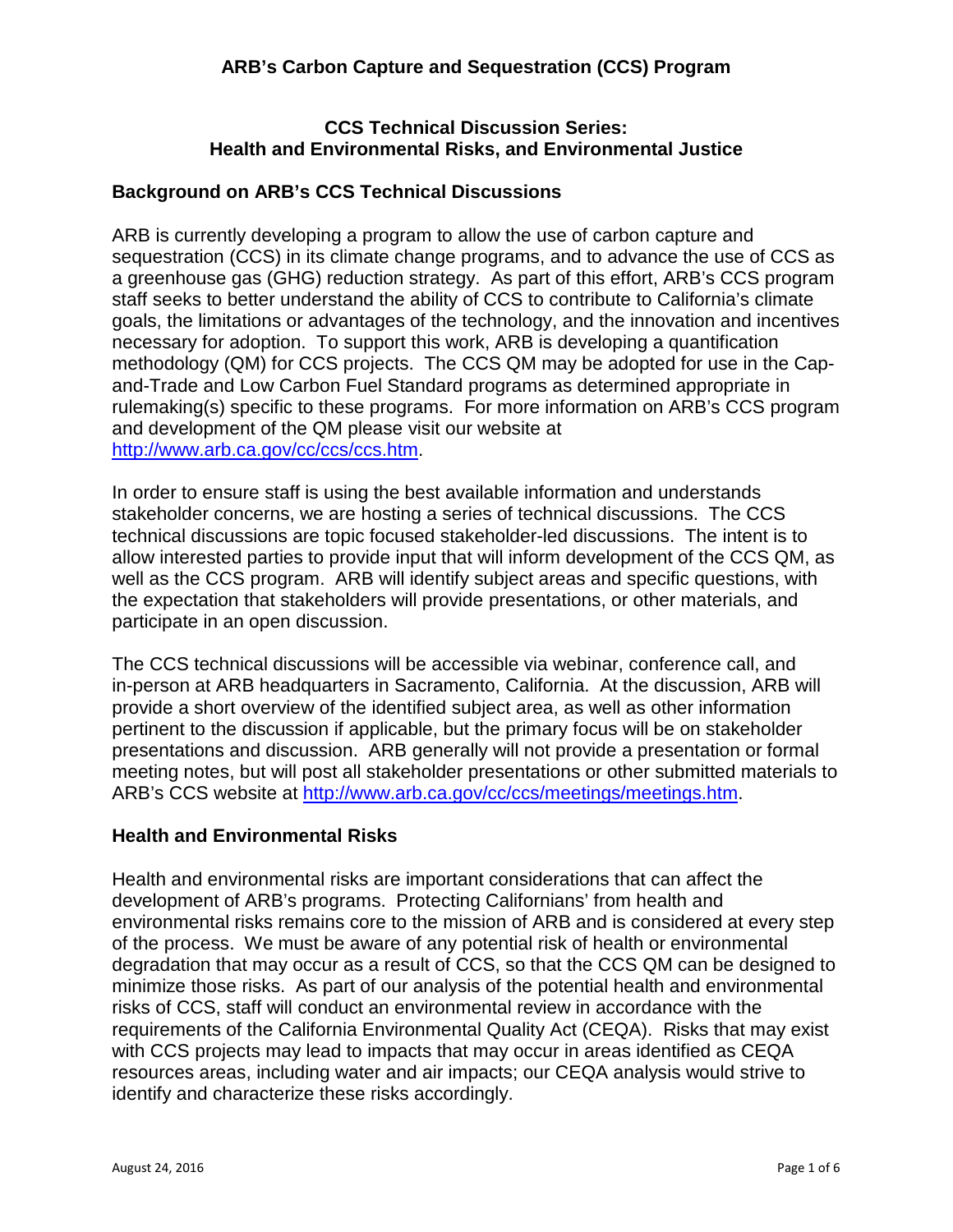# ARB's Carbon Capture and Sequestration (CCS) Program

## CCS Technical Discussion Series: Health and Environmental Risks, and Environmental Justice

### Background on ARB's CCS Technical Discussions

ARB is currently developing a program to allow the use of carbon capture and sequestration (CCS) in its climate change programs, and to advance the use of CCS as a greenhouse gas (GHG) reduction strategy. As part of this effort, ARB's CCS program staff seeks to better understand the ability of CCS to contribute to California's climate goals, the limitations or advantages of the technology, and the innovation and incentives necessary for adoption. To support this work, ARB is developing a quantification methodology (QM) for CCS projects. The CCS QM may be adopted for use in the Cap-and-Trade and Low Carbon Fuel Standard programs as determined appropriate in rulemaking(s) specific to these programs. For more information on ARB's CCS program and development of the QM please visit our website at http://www.arb.ca.gov/cc/ccs/ccs.htm.

In order to ensure staff is using the best available information and understands stakeholder concerns, we are hosting a series of technical discussions. The CCS technical discussions are topic focused stakeholder-led discussions. The intent is to allow interested parties to provide input that will inform development of the CCS QM, as well as the CCS program. ARB will identify subject areas and specific questions, with the expectation that stakeholders will provide presentations, or other materials, and participate in an open discussion.

The CCS technical discussions will be accessible via webinar, conference call, and in-person at ARB headquarters in Sacramento, California. At the discussion, ARB will provide a short overview of the identified subject area, as well as other information pertinent to the discussion if applicable, but the primary focus will be on stakeholder presentations and discussion. ARB generally will not provide a presentation or formal meeting notes, but will post all stakeholder presentations or other submitted materials to ARB's CCS website at http://www.arb.ca.gov/cc/ccs/meetings/meetings.htm.

### Health and Environmental Risks

Health and environmental risks are important considerations that can affect the development of ARB's programs. Protecting Californians' from health and environmental risks remains core to the mission of ARB and is considered at every step of the process. We must be aware of any potential risk of health or environmental degradation that may occur as a result of CCS, so that the CCS QM can be designed to minimize those risks. As part of our analysis of the potential health and environmental risks of CCS, staff will conduct an environmental review in accordance with the requirements of the California Environmental Quality Act (CEQA). Risks that may exist with CCS projects may lead to impacts that may occur in areas identified as CEQA resources areas, including water and air impacts; our CEQA analysis would strive to identify and characterize these risks accordingly.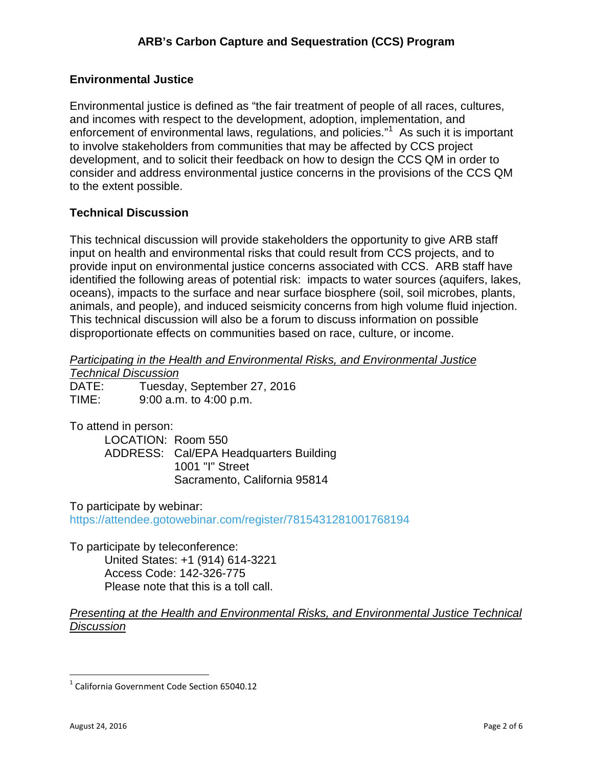## Environmental Justice

Environmental justice is defined as "the fair treatment of people of all races, cultures, and incomes with respect to the development, adoption, implementation, and enforcement of environmental laws, regulations, and policies."[1] As such it is important to involve stakeholders from communities that may be affected by CCS project development, and to solicit their feedback on how to design the CCS QM in order to consider and address environmental justice concerns in the provisions of the CCS QM to the extent possible.

## Technical Discussion

This technical discussion will provide stakeholders the opportunity to give ARB staff input on health and environmental risks that could result from CCS projects, and to provide input on environmental justice concerns associated with CCS. ARB staff have identified the following areas of potential risk: impacts to water sources (aquifers, lakes, oceans), impacts to the surface and near surface biosphere (soil, soil microbes, plants, animals, and people), and induced seismicity concerns from high volume fluid injection. This technical discussion will also be a forum to discuss information on possible disproportionate effects on communities based on race, culture, or income.

*Participating in the Health and Environmental Risks, and Environmental Justice Technical Discussion*

DATE: Tuesday, September 27, 2016
TIME: 9:00 a.m. to 4:00 p.m.

To attend in person:

LOCATION: Room 550
ADDRESS: Cal/EPA Headquarters Building
1001 "I" Street
Sacramento, California 95814

To participate by webinar:
https://attendee.gotowebinar.com/register/7815431281001768194

To participate by teleconference:

United States: +1 (914) 614-3221
Access Code: 142-326-775
Please note that this is a toll call.

*Presenting at the Health and Environmental Risks, and Environmental Justice Technical Discussion*

---

[1] California Government Code Section 65040.12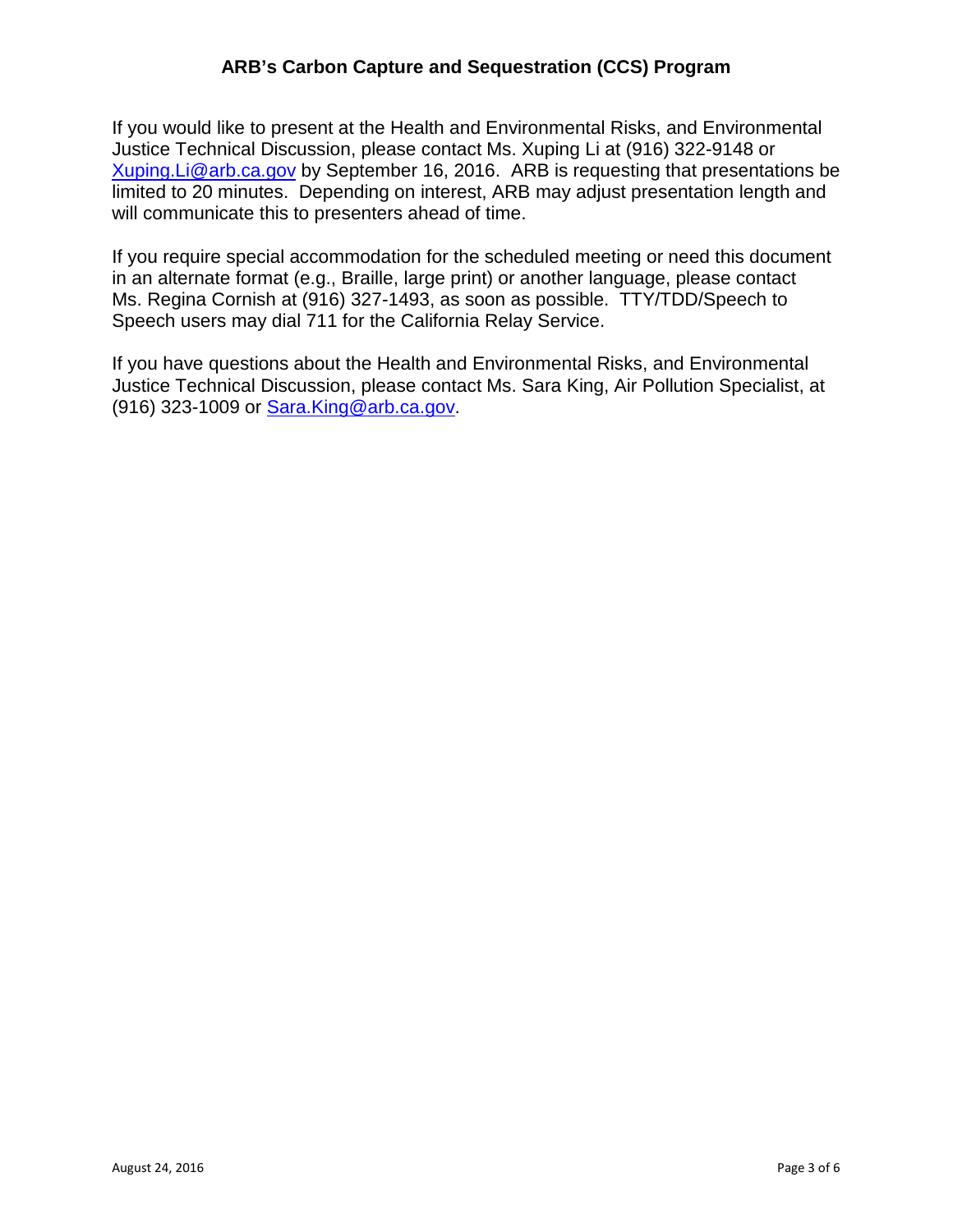If you would like to present at the Health and Environmental Risks, and Environmental Justice Technical Discussion, please contact Ms. Xuping Li at (916) 322-9148 or Xuping.Li@arb.ca.gov by September 16, 2016. ARB is requesting that presentations be limited to 20 minutes. Depending on interest, ARB may adjust presentation length and will communicate this to presenters ahead of time.

If you require special accommodation for the scheduled meeting or need this document in an alternate format (e.g., Braille, large print) or another language, please contact Ms. Regina Cornish at (916) 327-1493, as soon as possible. TTY/TDD/Speech to Speech users may dial 711 for the California Relay Service.

If you have questions about the Health and Environmental Risks, and Environmental Justice Technical Discussion, please contact Ms. Sara King, Air Pollution Specialist, at (916) 323-1009 or Sara.King@arb.ca.gov.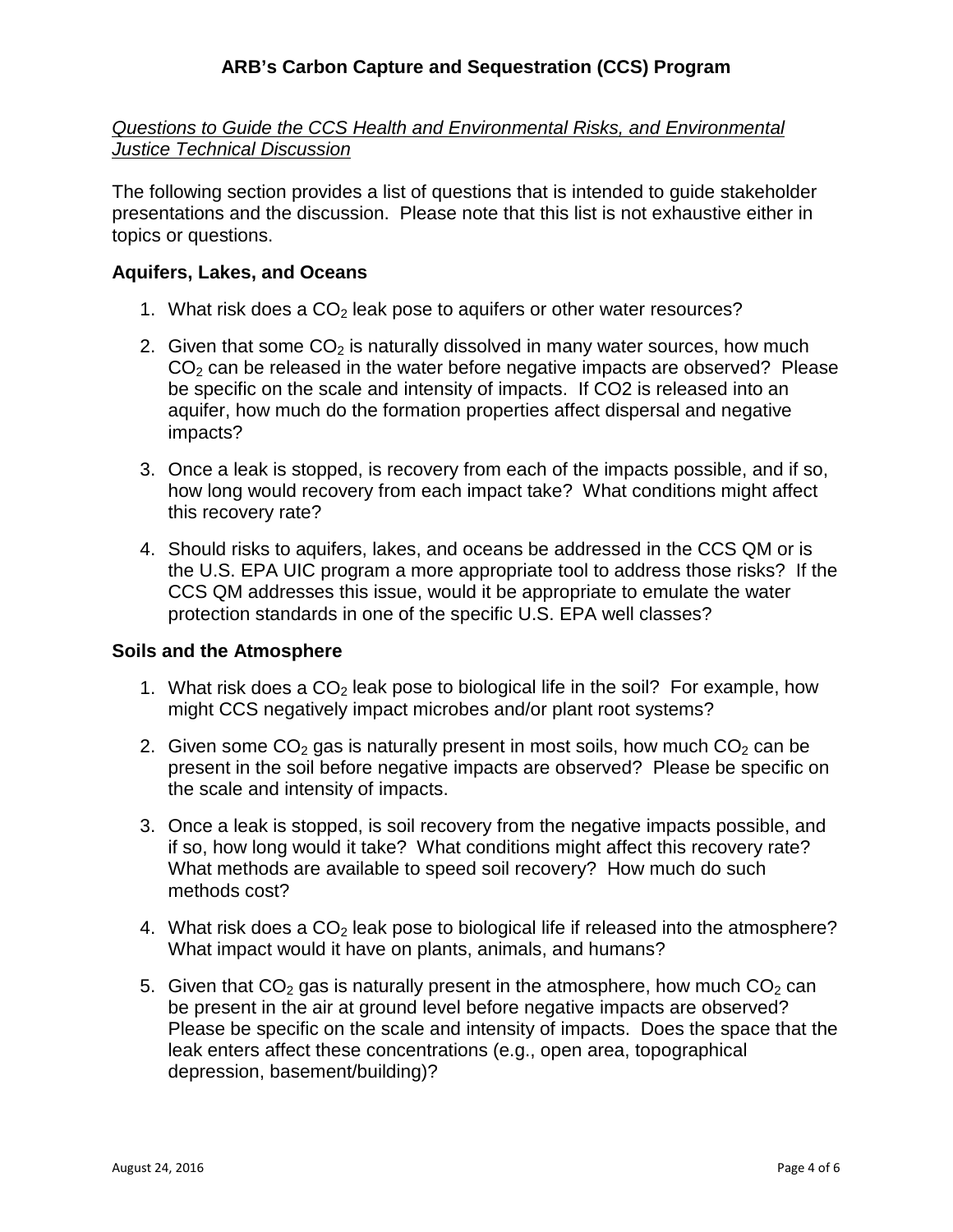## ARB's Carbon Capture and Sequestration (CCS) Program

*Questions to Guide the CCS Health and Environmental Risks, and Environmental Justice Technical Discussion*

The following section provides a list of questions that is intended to guide stakeholder presentations and the discussion. Please note that this list is not exhaustive either in topics or questions.

### Aquifers, Lakes, and Oceans

1. What risk does a $CO_2$ leak pose to aquifers or other water resources?

2. Given that some $CO_2$ is naturally dissolved in many water sources, how much $CO_2$ can be released in the water before negative impacts are observed? Please be specific on the scale and intensity of impacts. If CO2 is released into an aquifer, how much do the formation properties affect dispersal and negative impacts?

3. Once a leak is stopped, is recovery from each of the impacts possible, and if so, how long would recovery from each impact take? What conditions might affect this recovery rate?

4. Should risks to aquifers, lakes, and oceans be addressed in the CCS QM or is the U.S. EPA UIC program a more appropriate tool to address those risks? If the CCS QM addresses this issue, would it be appropriate to emulate the water protection standards in one of the specific U.S. EPA well classes?

### Soils and the Atmosphere

1. What risk does a $CO_2$ leak pose to biological life in the soil? For example, how might CCS negatively impact microbes and/or plant root systems?

2. Given some $CO_2$ gas is naturally present in most soils, how much $CO_2$ can be present in the soil before negative impacts are observed? Please be specific on the scale and intensity of impacts.

3. Once a leak is stopped, is soil recovery from the negative impacts possible, and if so, how long would it take? What conditions might affect this recovery rate? What methods are available to speed soil recovery? How much do such methods cost?

4. What risk does a $CO_2$ leak pose to biological life if released into the atmosphere? What impact would it have on plants, animals, and humans?

5. Given that $CO_2$ gas is naturally present in the atmosphere, how much $CO_2$ can be present in the air at ground level before negative impacts are observed? Please be specific on the scale and intensity of impacts. Does the space that the leak enters affect these concentrations (e.g., open area, topographical depression, basement/building)?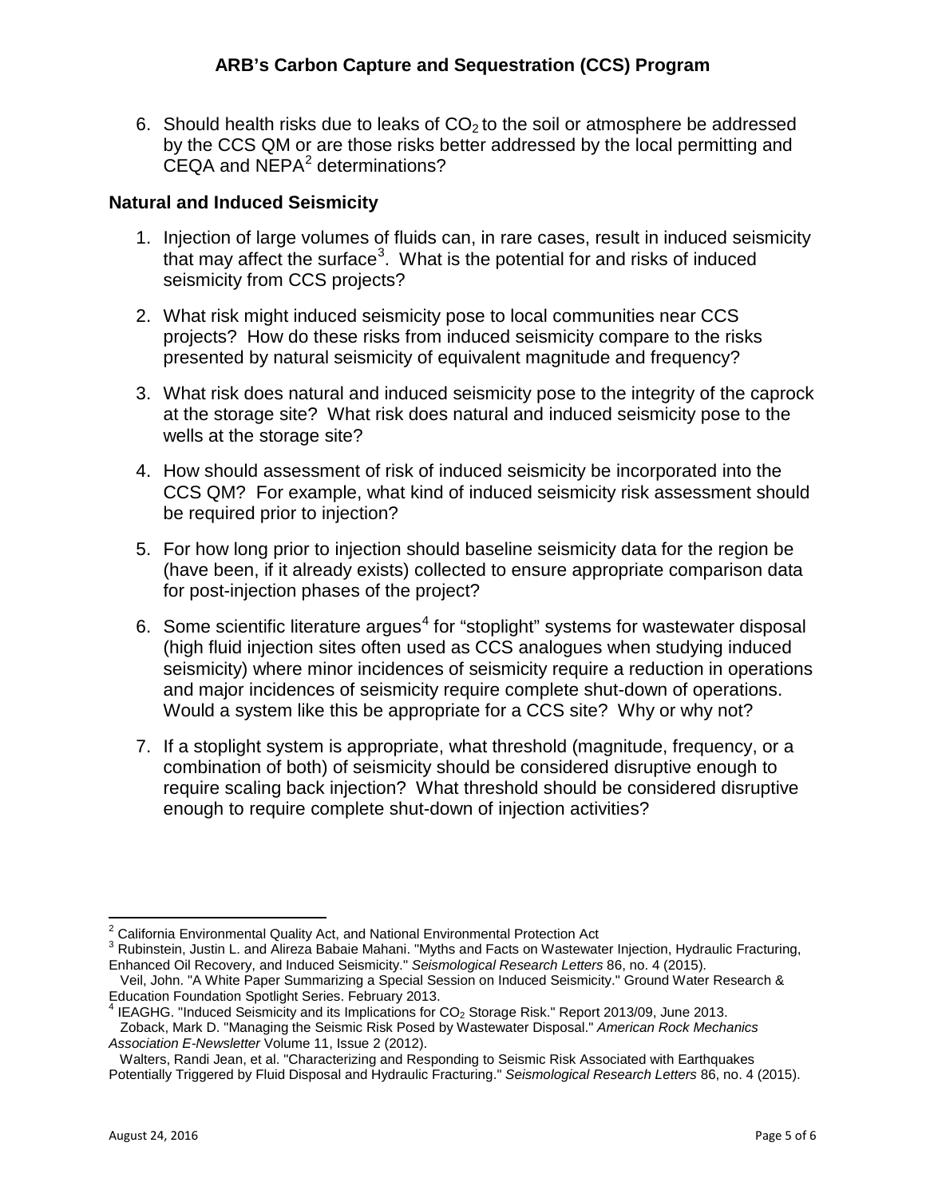6. Should health risks due to leaks of $CO_2$ to the soil or atmosphere be addressed by the CCS QM or are those risks better addressed by the local permitting and CEQA and NEPA[2] determinations?

### Natural and Induced Seismicity

1. Injection of large volumes of fluids can, in rare cases, result in induced seismicity that may affect the surface[3]. What is the potential for and risks of induced seismicity from CCS projects?

2. What risk might induced seismicity pose to local communities near CCS projects? How do these risks from induced seismicity compare to the risks presented by natural seismicity of equivalent magnitude and frequency?

3. What risk does natural and induced seismicity pose to the integrity of the caprock at the storage site? What risk does natural and induced seismicity pose to the wells at the storage site?

4. How should assessment of risk of induced seismicity be incorporated into the CCS QM? For example, what kind of induced seismicity risk assessment should be required prior to injection?

5. For how long prior to injection should baseline seismicity data for the region be (have been, if it already exists) collected to ensure appropriate comparison data for post-injection phases of the project?

6. Some scientific literature argues[4] for "stoplight" systems for wastewater disposal (high fluid injection sites often used as CCS analogues when studying induced seismicity) where minor incidences of seismicity require a reduction in operations and major incidences of seismicity require complete shut-down of operations. Would a system like this be appropriate for a CCS site? Why or why not?

7. If a stoplight system is appropriate, what threshold (magnitude, frequency, or a combination of both) of seismicity should be considered disruptive enough to require scaling back injection? What threshold should be considered disruptive enough to require complete shut-down of injection activities?

---

[2] California Environmental Quality Act, and National Environmental Protection Act

[3] Rubinstein, Justin L. and Alireza Babaie Mahani. "Myths and Facts on Wastewater Injection, Hydraulic Fracturing, Enhanced Oil Recovery, and Induced Seismicity." *Seismological Research Letters* 86, no. 4 (2015).
Veil, John. "A White Paper Summarizing a Special Session on Induced Seismicity." Ground Water Research & Education Foundation Spotlight Series. February 2013.

[4] IEAGHG. "Induced Seismicity and its Implications for $CO_2$ Storage Risk." Report 2013/09, June 2013.
Zoback, Mark D. "Managing the Seismic Risk Posed by Wastewater Disposal." *American Rock Mechanics Association E-Newsletter* Volume 11, Issue 2 (2012).
Walters, Randi Jean, et al. "Characterizing and Responding to Seismic Risk Associated with Earthquakes Potentially Triggered by Fluid Disposal and Hydraulic Fracturing." *Seismological Research Letters* 86, no. 4 (2015).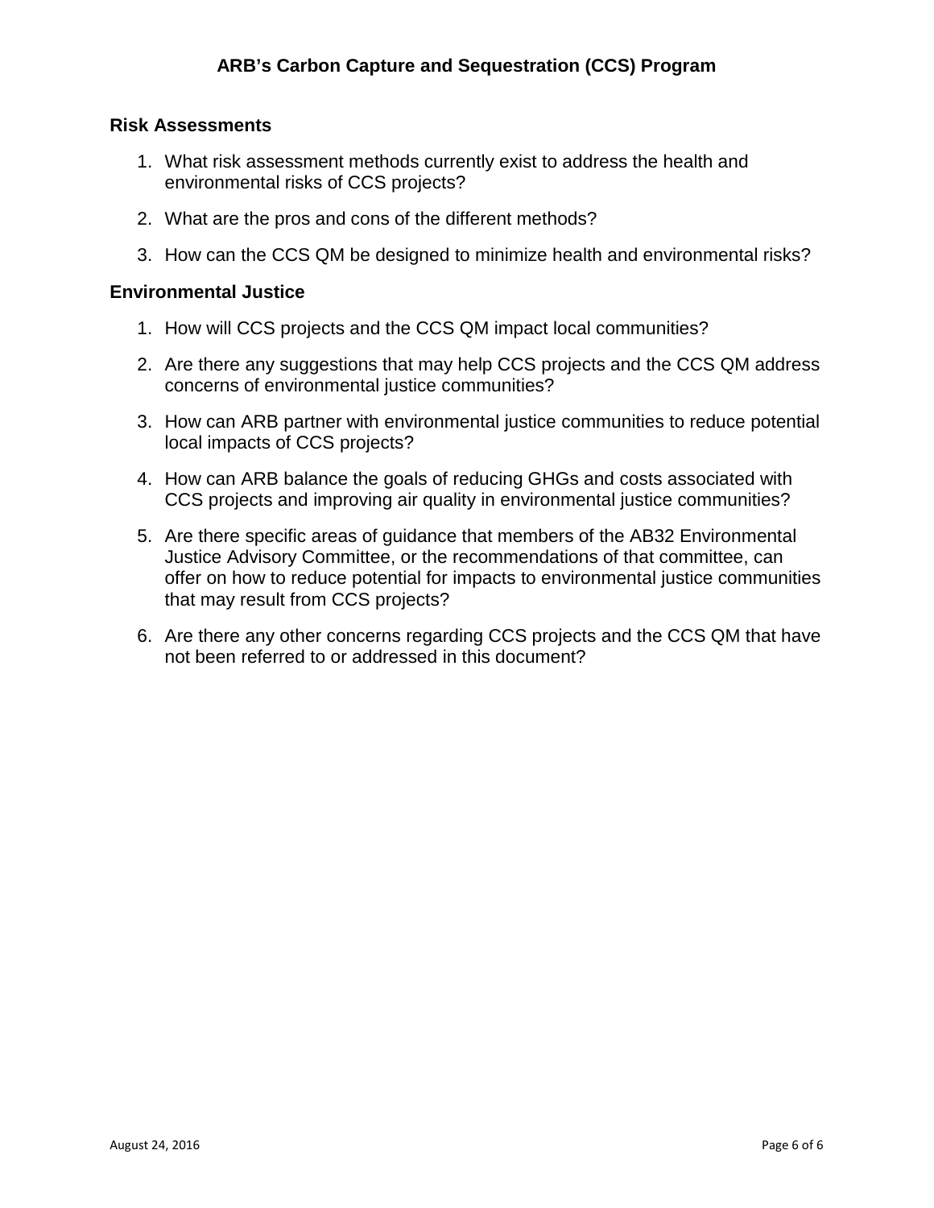## Risk Assessments

1. What risk assessment methods currently exist to address the health and environmental risks of CCS projects?
2. What are the pros and cons of the different methods?
3. How can the CCS QM be designed to minimize health and environmental risks?

## Environmental Justice

1. How will CCS projects and the CCS QM impact local communities?
2. Are there any suggestions that may help CCS projects and the CCS QM address concerns of environmental justice communities?
3. How can ARB partner with environmental justice communities to reduce potential local impacts of CCS projects?
4. How can ARB balance the goals of reducing GHGs and costs associated with CCS projects and improving air quality in environmental justice communities?
5. Are there specific areas of guidance that members of the AB32 Environmental Justice Advisory Committee, or the recommendations of that committee, can offer on how to reduce potential for impacts to environmental justice communities that may result from CCS projects?
6. Are there any other concerns regarding CCS projects and the CCS QM that have not been referred to or addressed in this document?